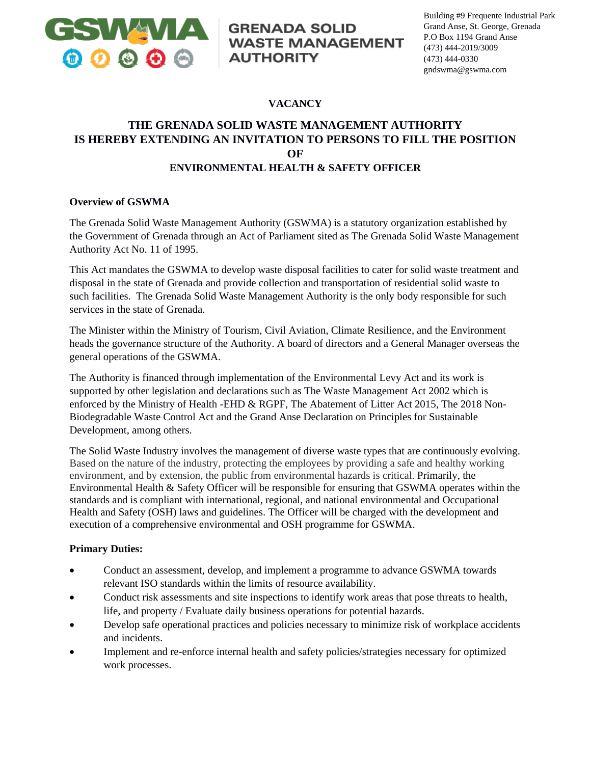GRENADA SOLID WASTE MANAGEMENT AUTHORITY

Building #9 Frequente Industrial Park
Grand Anse, St. George, Grenada
P.O Box 1194 Grand Anse
(473) 444-2019/3009
(473) 444-0330
gndswma@gswma.com

**VACANCY**

**THE GRENADA SOLID WASTE MANAGEMENT AUTHORITY IS HEREBY EXTENDING AN INVITATION TO PERSONS TO FILL THE POSITION OF ENVIRONMENTAL HEALTH & SAFETY OFFICER**

**Overview of GSWMA**

The Grenada Solid Waste Management Authority (GSWMA) is a statutory organization established by the Government of Grenada through an Act of Parliament sited as The Grenada Solid Waste Management Authority Act No. 11 of 1995.

This Act mandates the GSWMA to develop waste disposal facilities to cater for solid waste treatment and disposal in the state of Grenada and provide collection and transportation of residential solid waste to such facilities. The Grenada Solid Waste Management Authority is the only body responsible for such services in the state of Grenada.

The Minister within the Ministry of Tourism, Civil Aviation, Climate Resilience, and the Environment heads the governance structure of the Authority. A board of directors and a General Manager overseas the general operations of the GSWMA.

The Authority is financed through implementation of the Environmental Levy Act and its work is supported by other legislation and declarations such as The Waste Management Act 2002 which is enforced by the Ministry of Health -EHD & RGPF, The Abatement of Litter Act 2015, The 2018 Non-Biodegradable Waste Control Act and the Grand Anse Declaration on Principles for Sustainable Development, among others.

The Solid Waste Industry involves the management of diverse waste types that are continuously evolving. Based on the nature of the industry, protecting the employees by providing a safe and healthy working environment, and by extension, the public from environmental hazards is critical. Primarily, the Environmental Health & Safety Officer will be responsible for ensuring that GSWMA operates within the standards and is compliant with international, regional, and national environmental and Occupational Health and Safety (OSH) laws and guidelines. The Officer will be charged with the development and execution of a comprehensive environmental and OSH programme for GSWMA.

**Primary Duties:**

- Conduct an assessment, develop, and implement a programme to advance GSWMA towards relevant ISO standards within the limits of resource availability.
- Conduct risk assessments and site inspections to identify work areas that pose threats to health, life, and property / Evaluate daily business operations for potential hazards.
- Develop safe operational practices and policies necessary to minimize risk of workplace accidents and incidents.
- Implement and re-enforce internal health and safety policies/strategies necessary for optimized work processes.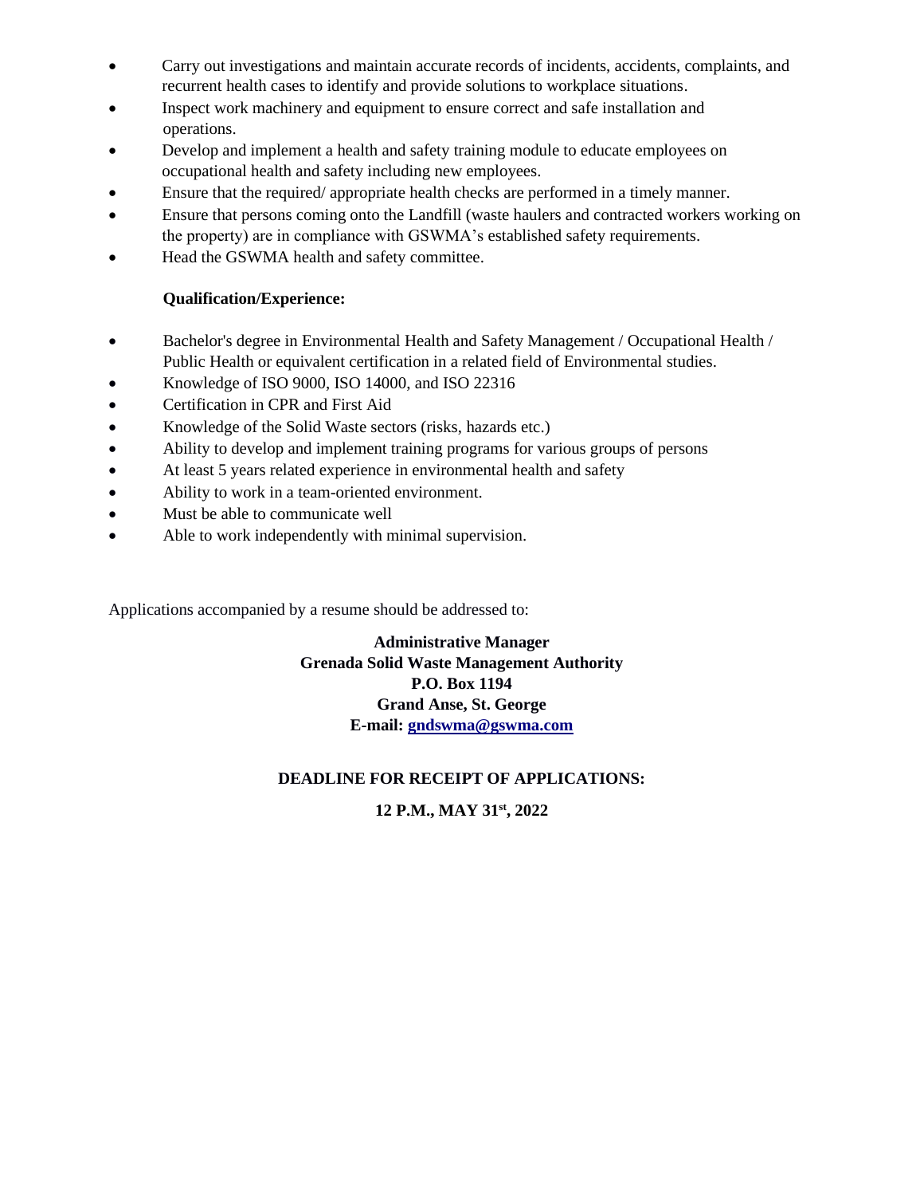- Carry out investigations and maintain accurate records of incidents, accidents, complaints, and recurrent health cases to identify and provide solutions to workplace situations.
- Inspect work machinery and equipment to ensure correct and safe installation and operations.
- Develop and implement a health and safety training module to educate employees on occupational health and safety including new employees.
- Ensure that the required/ appropriate health checks are performed in a timely manner.
- Ensure that persons coming onto the Landfill (waste haulers and contracted workers working on the property) are in compliance with GSWMA's established safety requirements.
- Head the GSWMA health and safety committee.

**Qualification/Experience:**

- Bachelor's degree in Environmental Health and Safety Management / Occupational Health / Public Health or equivalent certification in a related field of Environmental studies.
- Knowledge of ISO 9000, ISO 14000, and ISO 22316
- Certification in CPR and First Aid
- Knowledge of the Solid Waste sectors (risks, hazards etc.)
- Ability to develop and implement training programs for various groups of persons
- At least 5 years related experience in environmental health and safety
- Ability to work in a team-oriented environment.
- Must be able to communicate well
- Able to work independently with minimal supervision.

Applications accompanied by a resume should be addressed to:

**Administrative Manager**
**Grenada Solid Waste Management Authority**
**P.O. Box 1194**
**Grand Anse, St. George**
**E-mail: gndswma@gswma.com**

**DEADLINE FOR RECEIPT OF APPLICATIONS:**

**12 P.M., MAY 31st, 2022**